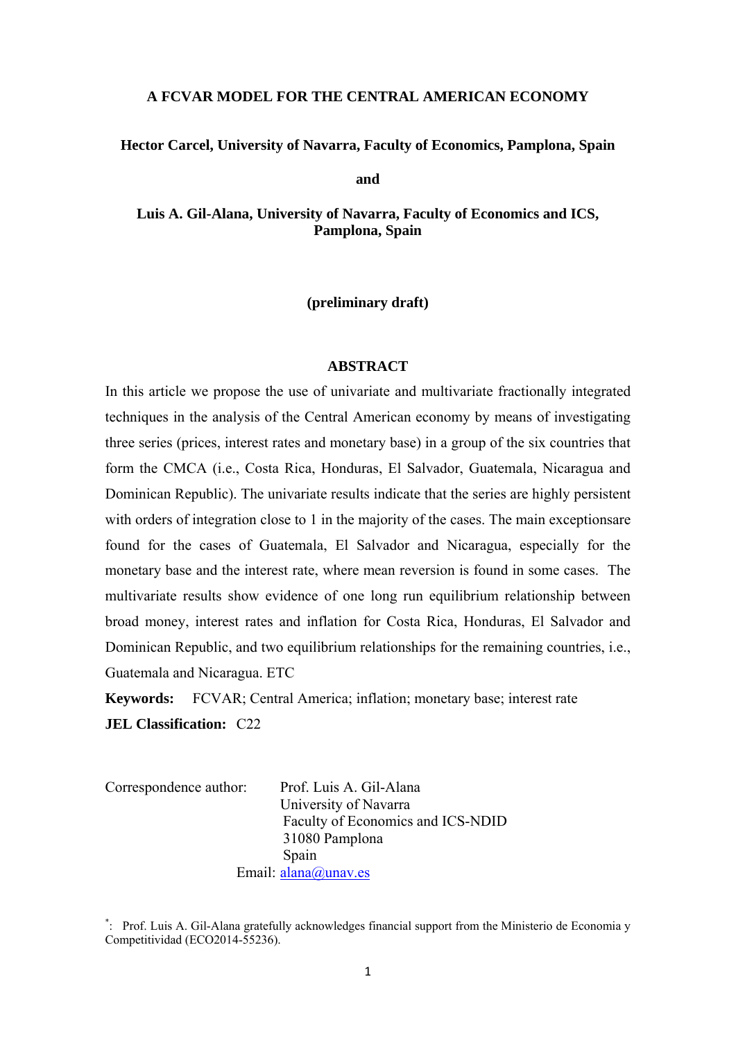# A FCVAR MODEL FOR THE CENTRAL AMERICAN ECONOMY

**Hector Carcel, University of Navarra, Faculty of Economics, Pamplona, Spain**

**and**

**Luis A. Gil-Alana, University of Navarra, Faculty of Economics and ICS, Pamplona, Spain**

**(preliminary draft)**

## ABSTRACT

In this article we propose the use of univariate and multivariate fractionally integrated techniques in the analysis of the Central American economy by means of investigating three series (prices, interest rates and monetary base) in a group of the six countries that form the CMCA (i.e., Costa Rica, Honduras, El Salvador, Guatemala, Nicaragua and Dominican Republic). The univariate results indicate that the series are highly persistent with orders of integration close to 1 in the majority of the cases. The main exceptionsare found for the cases of Guatemala, El Salvador and Nicaragua, especially for the monetary base and the interest rate, where mean reversion is found in some cases. The multivariate results show evidence of one long run equilibrium relationship between broad money, interest rates and inflation for Costa Rica, Honduras, El Salvador and Dominican Republic, and two equilibrium relationships for the remaining countries, i.e., Guatemala and Nicaragua. ETC

**Keywords:** FCVAR; Central America; inflation; monetary base; interest rate

**JEL Classification:** C22

Correspondence author: Prof. Luis A. Gil-Alana
University of Navarra
Faculty of Economics and ICS-NDID
31080 Pamplona
Spain
Email: alana@unav.es

[*]: Prof. Luis A. Gil-Alana gratefully acknowledges financial support from the Ministerio de Economia y Competitividad (ECO2014-55236).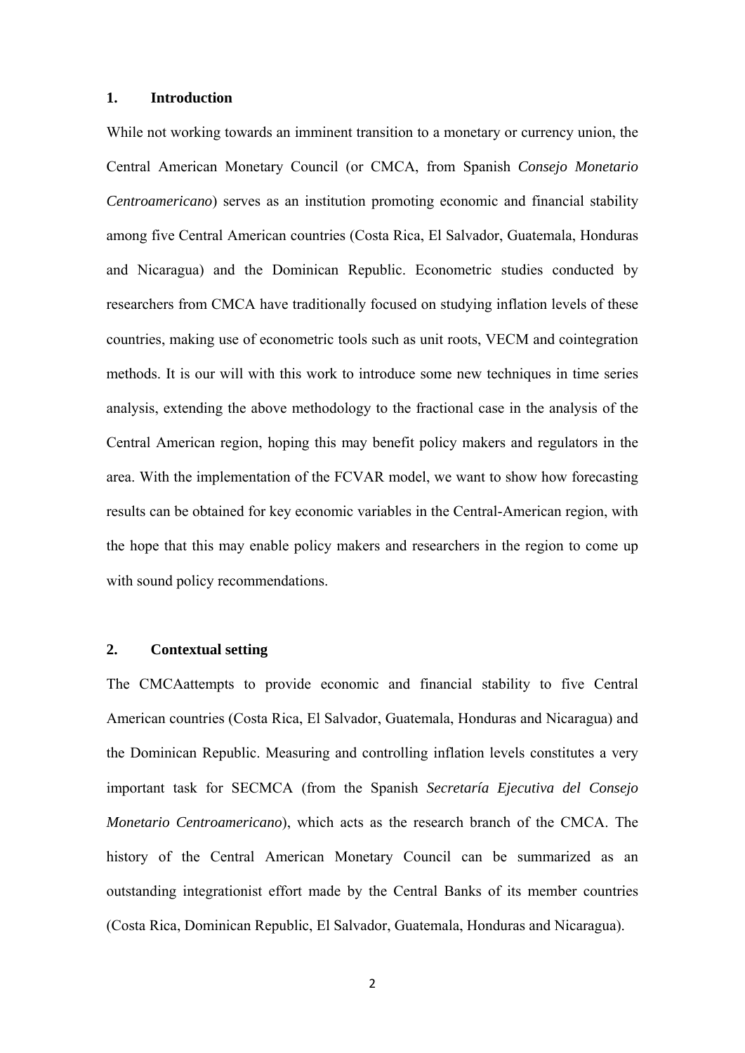## 1. Introduction

While not working towards an imminent transition to a monetary or currency union, the Central American Monetary Council (or CMCA, from Spanish *Consejo Monetario Centroamericano*) serves as an institution promoting economic and financial stability among five Central American countries (Costa Rica, El Salvador, Guatemala, Honduras and Nicaragua) and the Dominican Republic. Econometric studies conducted by researchers from CMCA have traditionally focused on studying inflation levels of these countries, making use of econometric tools such as unit roots, VECM and cointegration methods. It is our will with this work to introduce some new techniques in time series analysis, extending the above methodology to the fractional case in the analysis of the Central American region, hoping this may benefit policy makers and regulators in the area. With the implementation of the FCVAR model, we want to show how forecasting results can be obtained for key economic variables in the Central-American region, with the hope that this may enable policy makers and researchers in the region to come up with sound policy recommendations.

## 2. Contextual setting

The CMCAattempts to provide economic and financial stability to five Central American countries (Costa Rica, El Salvador, Guatemala, Honduras and Nicaragua) and the Dominican Republic. Measuring and controlling inflation levels constitutes a very important task for SECMCA (from the Spanish *Secretaría Ejecutiva del Consejo Monetario Centroamericano*), which acts as the research branch of the CMCA. The history of the Central American Monetary Council can be summarized as an outstanding integrationist effort made by the Central Banks of its member countries (Costa Rica, Dominican Republic, El Salvador, Guatemala, Honduras and Nicaragua).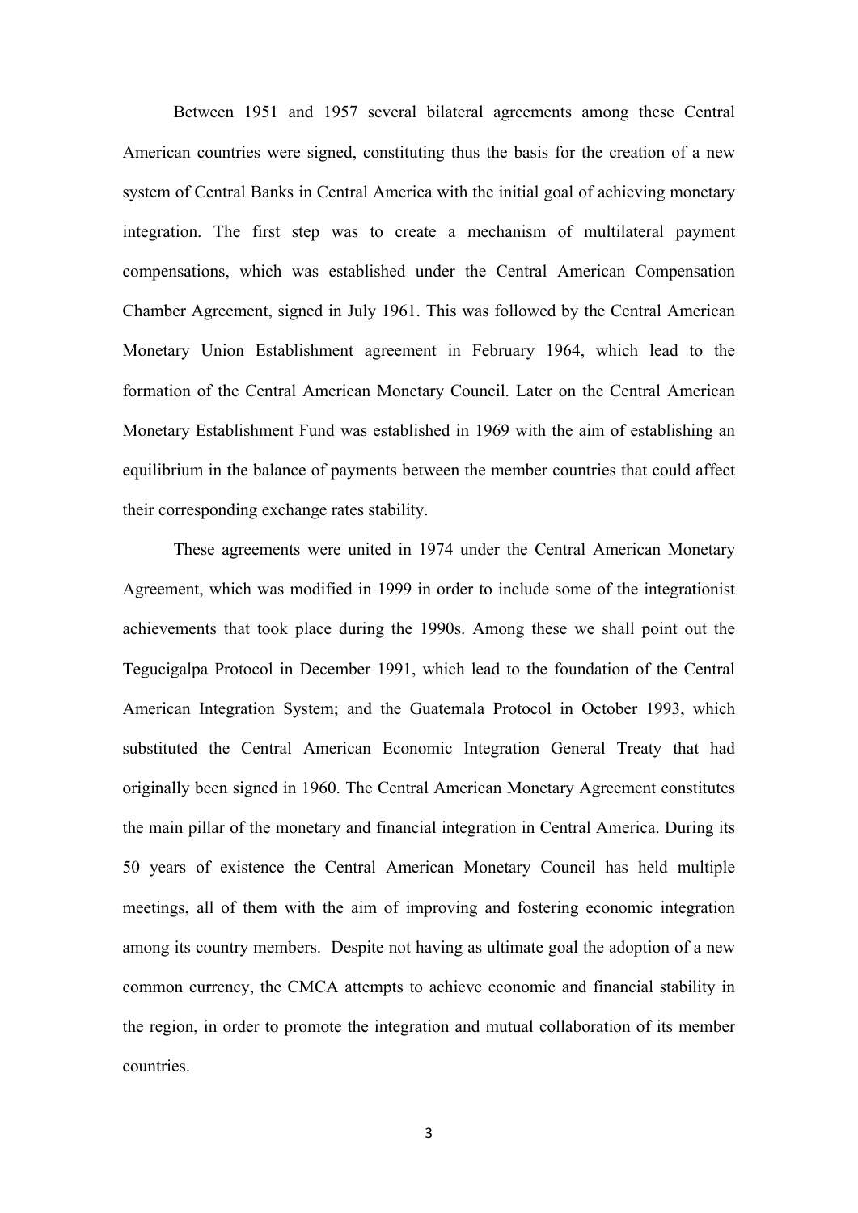Between 1951 and 1957 several bilateral agreements among these Central American countries were signed, constituting thus the basis for the creation of a new system of Central Banks in Central America with the initial goal of achieving monetary integration. The first step was to create a mechanism of multilateral payment compensations, which was established under the Central American Compensation Chamber Agreement, signed in July 1961. This was followed by the Central American Monetary Union Establishment agreement in February 1964, which lead to the formation of the Central American Monetary Council. Later on the Central American Monetary Establishment Fund was established in 1969 with the aim of establishing an equilibrium in the balance of payments between the member countries that could affect their corresponding exchange rates stability.

These agreements were united in 1974 under the Central American Monetary Agreement, which was modified in 1999 in order to include some of the integrationist achievements that took place during the 1990s. Among these we shall point out the Tegucigalpa Protocol in December 1991, which lead to the foundation of the Central American Integration System; and the Guatemala Protocol in October 1993, which substituted the Central American Economic Integration General Treaty that had originally been signed in 1960. The Central American Monetary Agreement constitutes the main pillar of the monetary and financial integration in Central America. During its 50 years of existence the Central American Monetary Council has held multiple meetings, all of them with the aim of improving and fostering economic integration among its country members. Despite not having as ultimate goal the adoption of a new common currency, the CMCA attempts to achieve economic and financial stability in the region, in order to promote the integration and mutual collaboration of its member countries.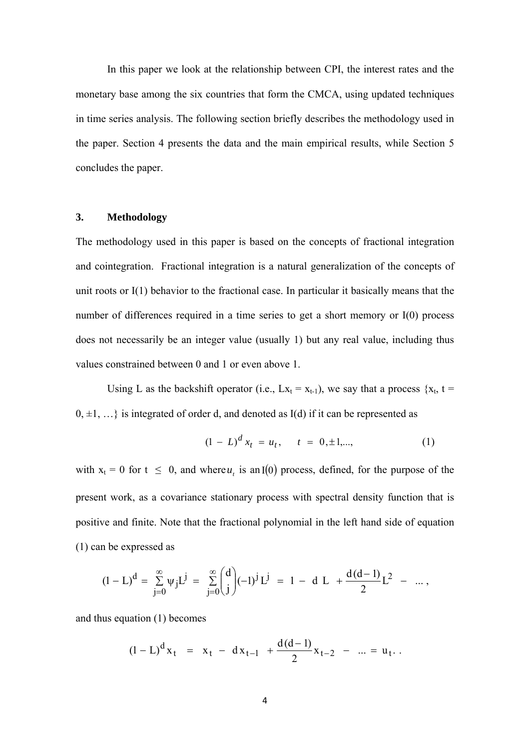In this paper we look at the relationship between CPI, the interest rates and the monetary base among the six countries that form the CMCA, using updated techniques in time series analysis. The following section briefly describes the methodology used in the paper. Section 4 presents the data and the main empirical results, while Section 5 concludes the paper.

### 3. Methodology

The methodology used in this paper is based on the concepts of fractional integration and cointegration. Fractional integration is a natural generalization of the concepts of unit roots or I(1) behavior to the fractional case. In particular it basically means that the number of differences required in a time series to get a short memory or I(0) process does not necessarily be an integer value (usually 1) but any real value, including thus values constrained between 0 and 1 or even above 1.

Using L as the backshift operator (i.e., $Lx_t = x_{t-1}$), we say that a process $\{x_t, t = 0, \pm 1, \ldots\}$ is integrated of order d, and denoted as I(d) if it can be represented as

$$(1 - L)^d x_t = u_t, \quad t = 0, \pm 1, \ldots, \tag{1}$$

with $x_t = 0$ for $t \leq 0$, and where $u_t$ is an $I(0)$ process, defined, for the purpose of the present work, as a covariance stationary process with spectral density function that is positive and finite. Note that the fractional polynomial in the left hand side of equation (1) can be expressed as

$$(1 - L)^d = \sum_{j=0}^{\infty} \psi_j L^j = \sum_{j=0}^{\infty} \binom{d}{j} (-1)^j L^j = 1 - d\, L + \frac{d(d-1)}{2} L^2 - \ldots,$$

and thus equation (1) becomes

$$(1 - L)^d x_t = x_t - d x_{t-1} + \frac{d(d-1)}{2} x_{t-2} - \ldots = u_t. .$$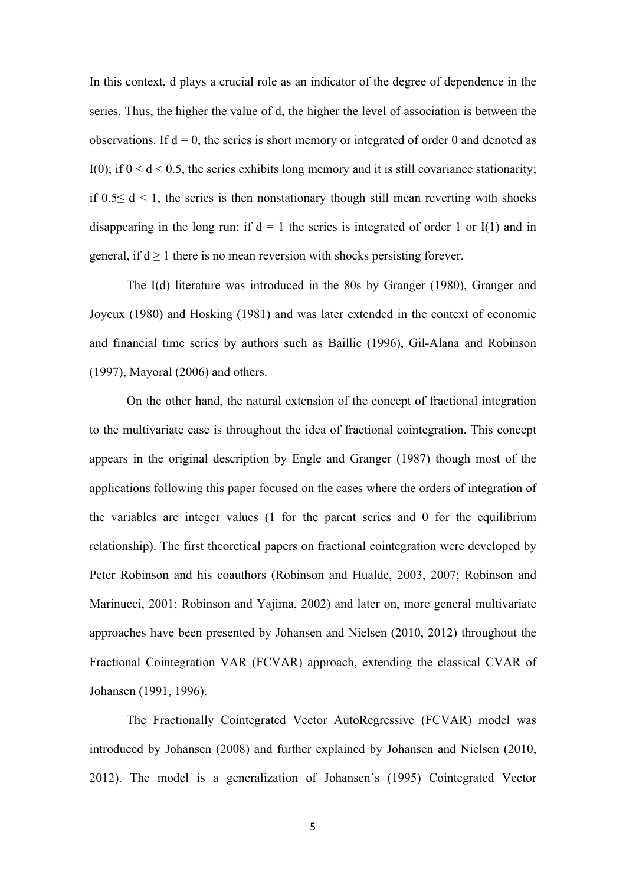In this context, d plays a crucial role as an indicator of the degree of dependence in the series. Thus, the higher the value of d, the higher the level of association is between the observations. If $d = 0$, the series is short memory or integrated of order 0 and denoted as I(0); if $0 < d < 0.5$, the series exhibits long memory and it is still covariance stationarity; if $0.5 \leq d < 1$, the series is then nonstationary though still mean reverting with shocks disappearing in the long run; if $d = 1$ the series is integrated of order 1 or I(1) and in general, if $d \geq 1$ there is no mean reversion with shocks persisting forever.

The I(d) literature was introduced in the 80s by Granger (1980), Granger and Joyeux (1980) and Hosking (1981) and was later extended in the context of economic and financial time series by authors such as Baillie (1996), Gil-Alana and Robinson (1997), Mayoral (2006) and others.

On the other hand, the natural extension of the concept of fractional integration to the multivariate case is throughout the idea of fractional cointegration. This concept appears in the original description by Engle and Granger (1987) though most of the applications following this paper focused on the cases where the orders of integration of the variables are integer values (1 for the parent series and 0 for the equilibrium relationship). The first theoretical papers on fractional cointegration were developed by Peter Robinson and his coauthors (Robinson and Hualde, 2003, 2007; Robinson and Marinucci, 2001; Robinson and Yajima, 2002) and later on, more general multivariate approaches have been presented by Johansen and Nielsen (2010, 2012) throughout the Fractional Cointegration VAR (FCVAR) approach, extending the classical CVAR of Johansen (1991, 1996).

The Fractionally Cointegrated Vector AutoRegressive (FCVAR) model was introduced by Johansen (2008) and further explained by Johansen and Nielsen (2010, 2012). The model is a generalization of Johansen´s (1995) Cointegrated Vector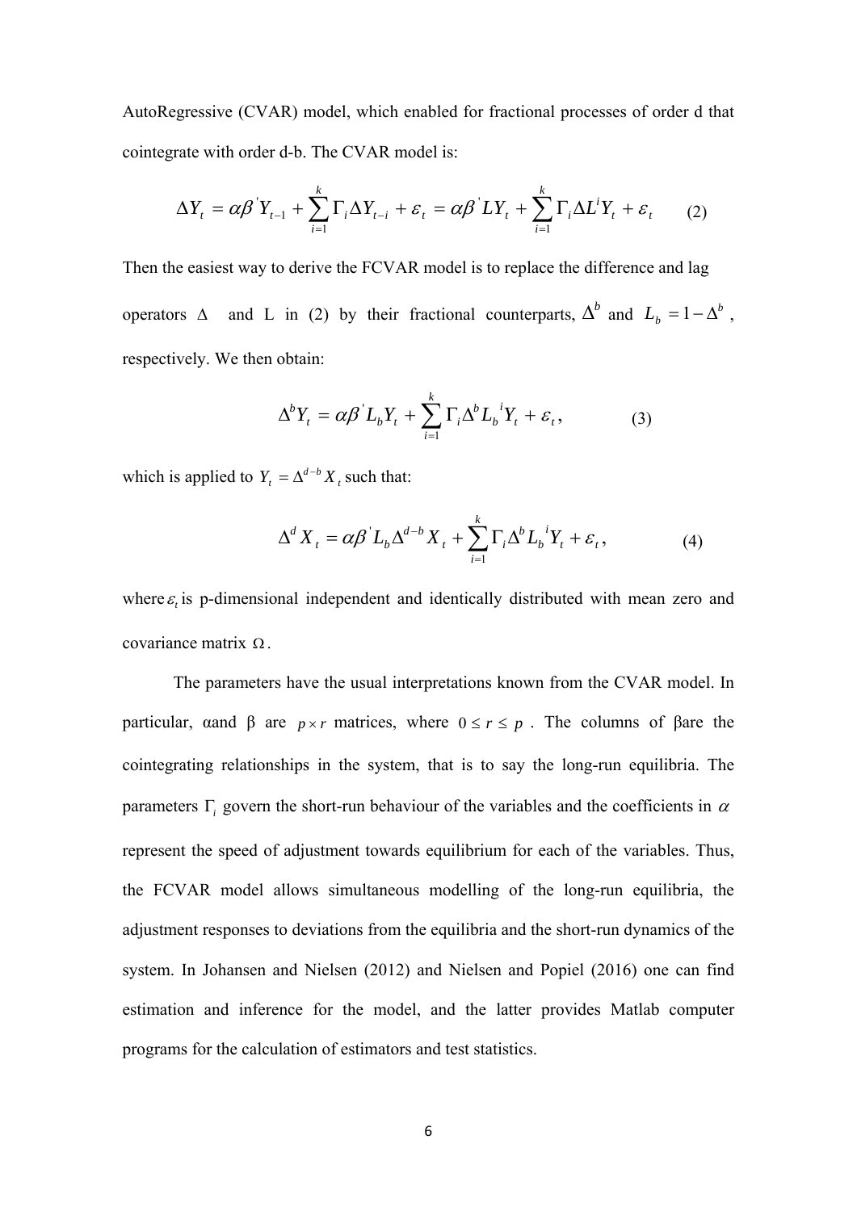AutoRegressive (CVAR) model, which enabled for fractional processes of order d that cointegrate with order d-b. The CVAR model is:

$$\Delta Y_t = \alpha\beta' Y_{t-1} + \sum_{i=1}^{k} \Gamma_i \Delta Y_{t-i} + \varepsilon_t = \alpha\beta' L Y_t + \sum_{i=1}^{k} \Gamma_i \Delta L^i Y_t + \varepsilon_t \qquad (2)$$

Then the easiest way to derive the FCVAR model is to replace the difference and lag operators $\Delta$ and L in (2) by their fractional counterparts, $\Delta^b$ and $L_b = 1 - \Delta^b$, respectively. We then obtain:

$$\Delta^b Y_t = \alpha\beta' L_b Y_t + \sum_{i=1}^{k} \Gamma_i \Delta^b L_b{}^i Y_t + \varepsilon_t, \qquad (3)$$

which is applied to $Y_t = \Delta^{d-b} X_t$ such that:

$$\Delta^d X_t = \alpha\beta' L_b \Delta^{d-b} X_t + \sum_{i=1}^{k} \Gamma_i \Delta^b L_b{}^i Y_t + \varepsilon_t, \qquad (4)$$

where $\varepsilon_t$ is p-dimensional independent and identically distributed with mean zero and covariance matrix $\Omega$.

The parameters have the usual interpretations known from the CVAR model. In particular, $\alpha$ and $\beta$ are $p \times r$ matrices, where $0 \le r \le p$. The columns of $\beta$ are the cointegrating relationships in the system, that is to say the long-run equilibria. The parameters $\Gamma_i$ govern the short-run behaviour of the variables and the coefficients in $\alpha$ represent the speed of adjustment towards equilibrium for each of the variables. Thus, the FCVAR model allows simultaneous modelling of the long-run equilibria, the adjustment responses to deviations from the equilibria and the short-run dynamics of the system. In Johansen and Nielsen (2012) and Nielsen and Popiel (2016) one can find estimation and inference for the model, and the latter provides Matlab computer programs for the calculation of estimators and test statistics.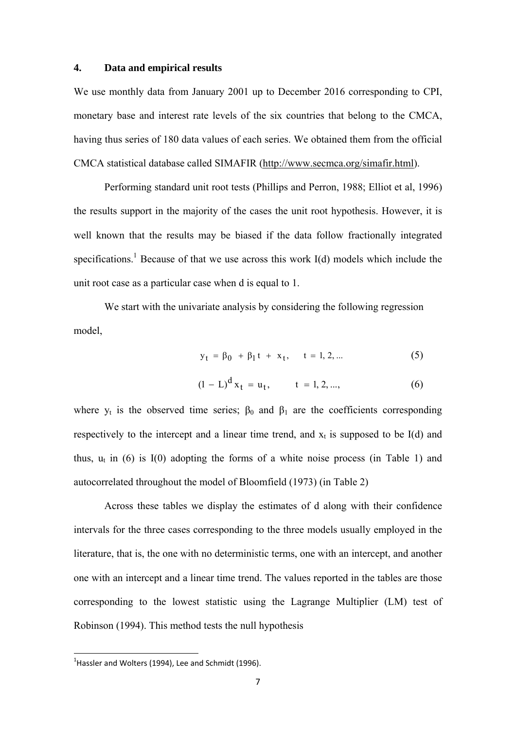## 4. Data and empirical results

We use monthly data from January 2001 up to December 2016 corresponding to CPI, monetary base and interest rate levels of the six countries that belong to the CMCA, having thus series of 180 data values of each series. We obtained them from the official CMCA statistical database called SIMAFIR (http://www.secmca.org/simafir.html).

Performing standard unit root tests (Phillips and Perron, 1988; Elliot et al, 1996) the results support in the majority of the cases the unit root hypothesis. However, it is well known that the results may be biased if the data follow fractionally integrated specifications.[1] Because of that we use across this work I(d) models which include the unit root case as a particular case when d is equal to 1.

We start with the univariate analysis by considering the following regression model,

$$y_t = \beta_0 + \beta_1 t + x_t, \qquad t = 1, 2, \ldots \tag{5}$$

$$(1 - L)^d x_t = u_t, \qquad t = 1, 2, \ldots, \tag{6}$$

where $y_t$ is the observed time series; $\beta_0$ and $\beta_1$ are the coefficients corresponding respectively to the intercept and a linear time trend, and $x_t$ is supposed to be I(d) and thus, $u_t$ in (6) is I(0) adopting the forms of a white noise process (in Table 1) and autocorrelated throughout the model of Bloomfield (1973) (in Table 2)

Across these tables we display the estimates of d along with their confidence intervals for the three cases corresponding to the three models usually employed in the literature, that is, the one with no deterministic terms, one with an intercept, and another one with an intercept and a linear time trend. The values reported in the tables are those corresponding to the lowest statistic using the Lagrange Multiplier (LM) test of Robinson (1994). This method tests the null hypothesis

[1] Hassler and Wolters (1994), Lee and Schmidt (1996).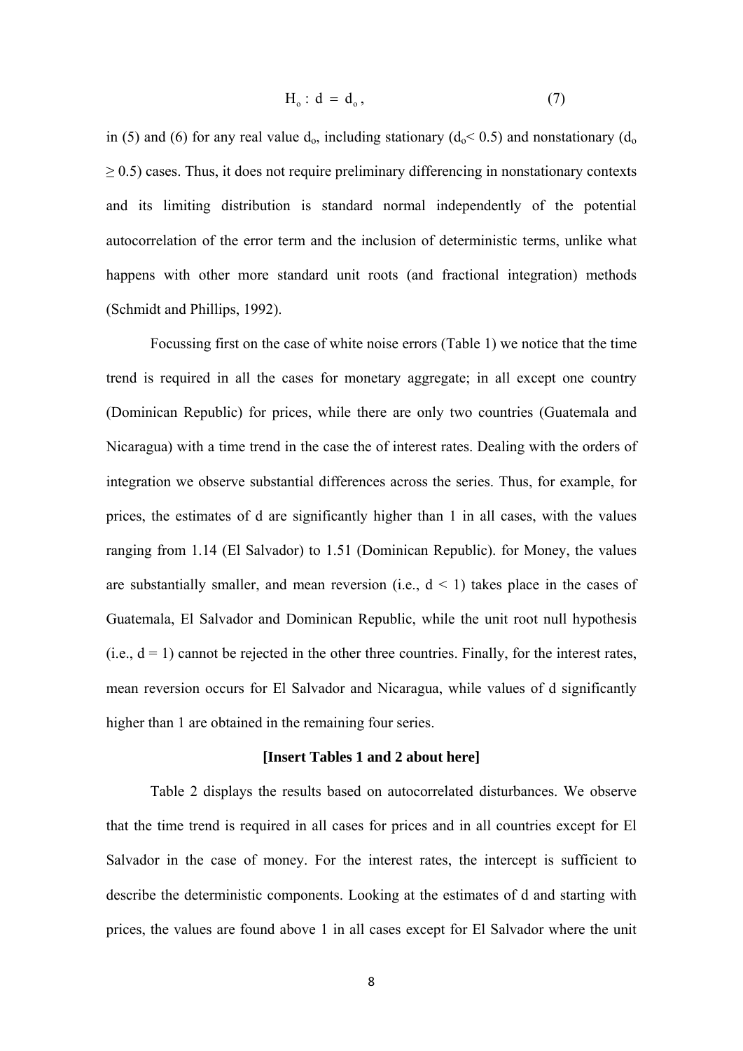$$H_o : d = d_o, \qquad (7)$$

in (5) and (6) for any real value $d_o$, including stationary ($d_o < 0.5$) and nonstationary ($d_o \geq 0.5$) cases. Thus, it does not require preliminary differencing in nonstationary contexts and its limiting distribution is standard normal independently of the potential autocorrelation of the error term and the inclusion of deterministic terms, unlike what happens with other more standard unit roots (and fractional integration) methods (Schmidt and Phillips, 1992).

Focussing first on the case of white noise errors (Table 1) we notice that the time trend is required in all the cases for monetary aggregate; in all except one country (Dominican Republic) for prices, while there are only two countries (Guatemala and Nicaragua) with a time trend in the case the of interest rates. Dealing with the orders of integration we observe substantial differences across the series. Thus, for example, for prices, the estimates of d are significantly higher than 1 in all cases, with the values ranging from 1.14 (El Salvador) to 1.51 (Dominican Republic). for Money, the values are substantially smaller, and mean reversion (i.e., $d < 1$) takes place in the cases of Guatemala, El Salvador and Dominican Republic, while the unit root null hypothesis (i.e., $d = 1$) cannot be rejected in the other three countries. Finally, for the interest rates, mean reversion occurs for El Salvador and Nicaragua, while values of d significantly higher than 1 are obtained in the remaining four series.

**[Insert Tables 1 and 2 about here]**

Table 2 displays the results based on autocorrelated disturbances. We observe that the time trend is required in all cases for prices and in all countries except for El Salvador in the case of money. For the interest rates, the intercept is sufficient to describe the deterministic components. Looking at the estimates of d and starting with prices, the values are found above 1 in all cases except for El Salvador where the unit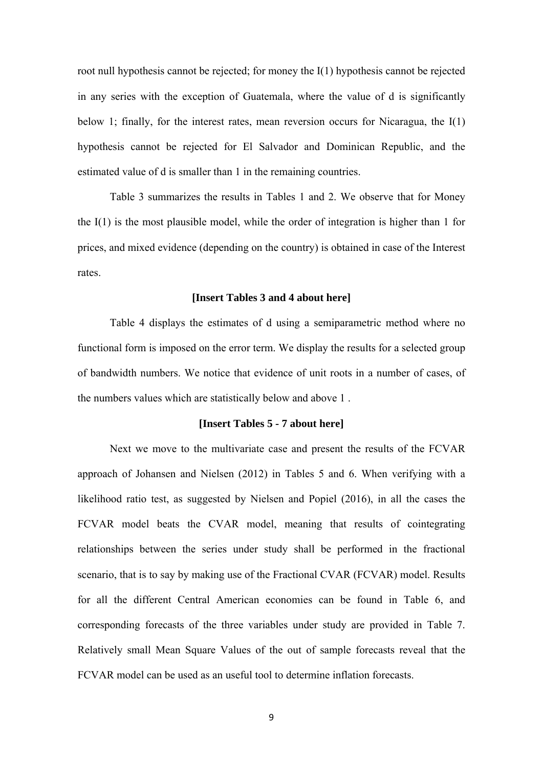root null hypothesis cannot be rejected; for money the I(1) hypothesis cannot be rejected in any series with the exception of Guatemala, where the value of d is significantly below 1; finally, for the interest rates, mean reversion occurs for Nicaragua, the I(1) hypothesis cannot be rejected for El Salvador and Dominican Republic, and the estimated value of d is smaller than 1 in the remaining countries.

Table 3 summarizes the results in Tables 1 and 2. We observe that for Money the I(1) is the most plausible model, while the order of integration is higher than 1 for prices, and mixed evidence (depending on the country) is obtained in case of the Interest rates.

**[Insert Tables 3 and 4 about here]**

Table 4 displays the estimates of d using a semiparametric method where no functional form is imposed on the error term. We display the results for a selected group of bandwidth numbers. We notice that evidence of unit roots in a number of cases, of the numbers values which are statistically below and above 1 .

**[Insert Tables 5 - 7 about here]**

Next we move to the multivariate case and present the results of the FCVAR approach of Johansen and Nielsen (2012) in Tables 5 and 6. When verifying with a likelihood ratio test, as suggested by Nielsen and Popiel (2016), in all the cases the FCVAR model beats the CVAR model, meaning that results of cointegrating relationships between the series under study shall be performed in the fractional scenario, that is to say by making use of the Fractional CVAR (FCVAR) model. Results for all the different Central American economies can be found in Table 6, and corresponding forecasts of the three variables under study are provided in Table 7. Relatively small Mean Square Values of the out of sample forecasts reveal that the FCVAR model can be used as an useful tool to determine inflation forecasts.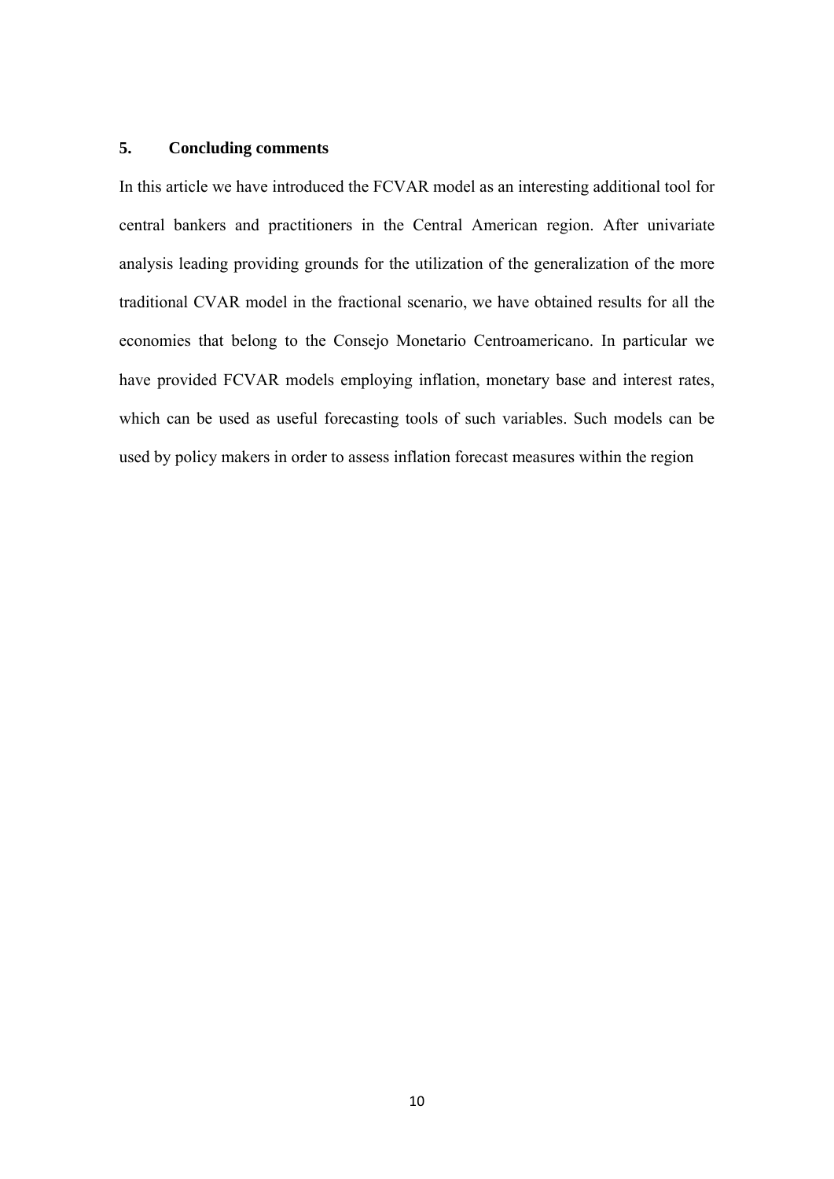## 5. Concluding comments

In this article we have introduced the FCVAR model as an interesting additional tool for central bankers and practitioners in the Central American region. After univariate analysis leading providing grounds for the utilization of the generalization of the more traditional CVAR model in the fractional scenario, we have obtained results for all the economies that belong to the Consejo Monetario Centroamericano. In particular we have provided FCVAR models employing inflation, monetary base and interest rates, which can be used as useful forecasting tools of such variables. Such models can be used by policy makers in order to assess inflation forecast measures within the region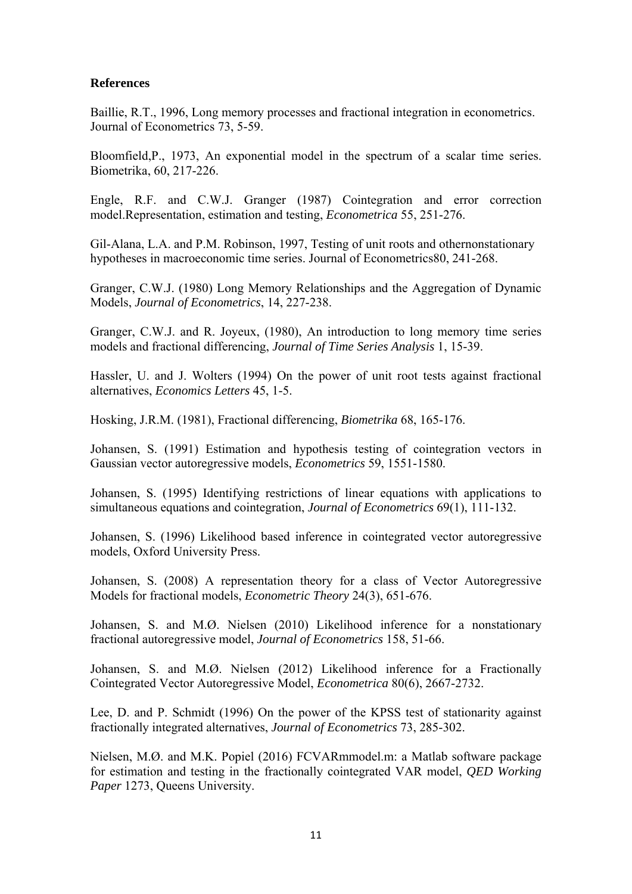**References**

Baillie, R.T., 1996, Long memory processes and fractional integration in econometrics. Journal of Econometrics 73, 5-59.

Bloomfield,P., 1973, An exponential model in the spectrum of a scalar time series. Biometrika, 60, 217-226.

Engle, R.F. and C.W.J. Granger (1987) Cointegration and error correction model.Representation, estimation and testing, *Econometrica* 55, 251-276.

Gil-Alana, L.A. and P.M. Robinson, 1997, Testing of unit roots and othernonstationary hypotheses in macroeconomic time series. Journal of Econometrics80, 241-268.

Granger, C.W.J. (1980) Long Memory Relationships and the Aggregation of Dynamic Models, *Journal of Econometrics*, 14, 227-238.

Granger, C.W.J. and R. Joyeux, (1980), An introduction to long memory time series models and fractional differencing, *Journal of Time Series Analysis* 1, 15-39.

Hassler, U. and J. Wolters (1994) On the power of unit root tests against fractional alternatives, *Economics Letters* 45, 1-5.

Hosking, J.R.M. (1981), Fractional differencing, *Biometrika* 68, 165-176.

Johansen, S. (1991) Estimation and hypothesis testing of cointegration vectors in Gaussian vector autoregressive models, *Econometrics* 59, 1551-1580.

Johansen, S. (1995) Identifying restrictions of linear equations with applications to simultaneous equations and cointegration, *Journal of Econometrics* 69(1), 111-132.

Johansen, S. (1996) Likelihood based inference in cointegrated vector autoregressive models, Oxford University Press.

Johansen, S. (2008) A representation theory for a class of Vector Autoregressive Models for fractional models, *Econometric Theory* 24(3), 651-676.

Johansen, S. and M.Ø. Nielsen (2010) Likelihood inference for a nonstationary fractional autoregressive model, *Journal of Econometrics* 158, 51-66.

Johansen, S. and M.Ø. Nielsen (2012) Likelihood inference for a Fractionally Cointegrated Vector Autoregressive Model, *Econometrica* 80(6), 2667-2732.

Lee, D. and P. Schmidt (1996) On the power of the KPSS test of stationarity against fractionally integrated alternatives, *Journal of Econometrics* 73, 285-302.

Nielsen, M.Ø. and M.K. Popiel (2016) FCVARmmodel.m: a Matlab software package for estimation and testing in the fractionally cointegrated VAR model, *QED Working Paper* 1273, Queens University.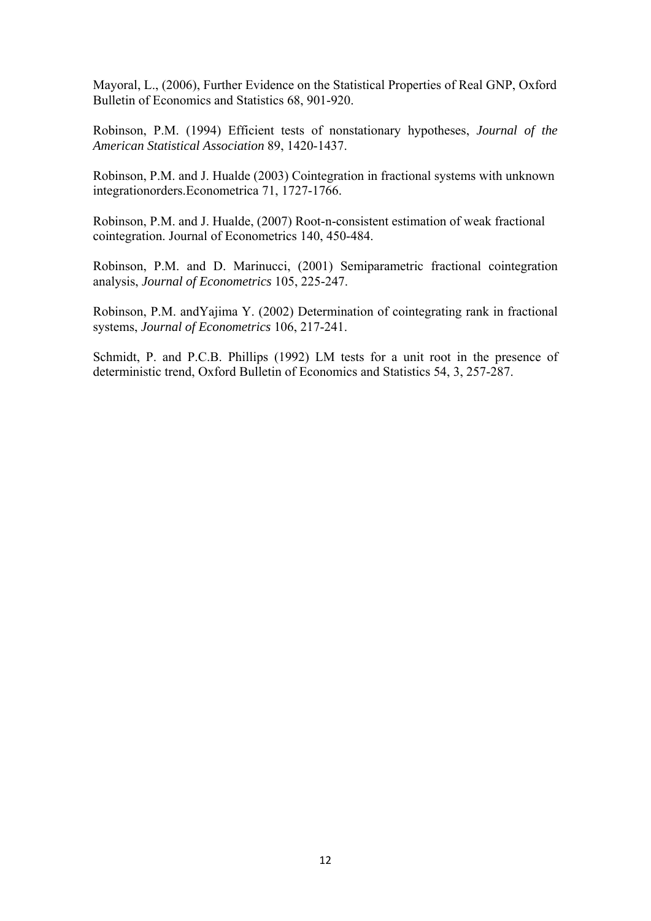Mayoral, L., (2006), Further Evidence on the Statistical Properties of Real GNP, Oxford Bulletin of Economics and Statistics 68, 901-920.

Robinson, P.M. (1994) Efficient tests of nonstationary hypotheses, *Journal of the American Statistical Association* 89, 1420-1437.

Robinson, P.M. and J. Hualde (2003) Cointegration in fractional systems with unknown integrationorders.Econometrica 71, 1727-1766.

Robinson, P.M. and J. Hualde, (2007) Root-n-consistent estimation of weak fractional cointegration. Journal of Econometrics 140, 450-484.

Robinson, P.M. and D. Marinucci, (2001) Semiparametric fractional cointegration analysis, *Journal of Econometrics* 105, 225-247.

Robinson, P.M. andYajima Y. (2002) Determination of cointegrating rank in fractional systems, *Journal of Econometrics* 106, 217-241.

Schmidt, P. and P.C.B. Phillips (1992) LM tests for a unit root in the presence of deterministic trend, Oxford Bulletin of Economics and Statistics 54, 3, 257-287.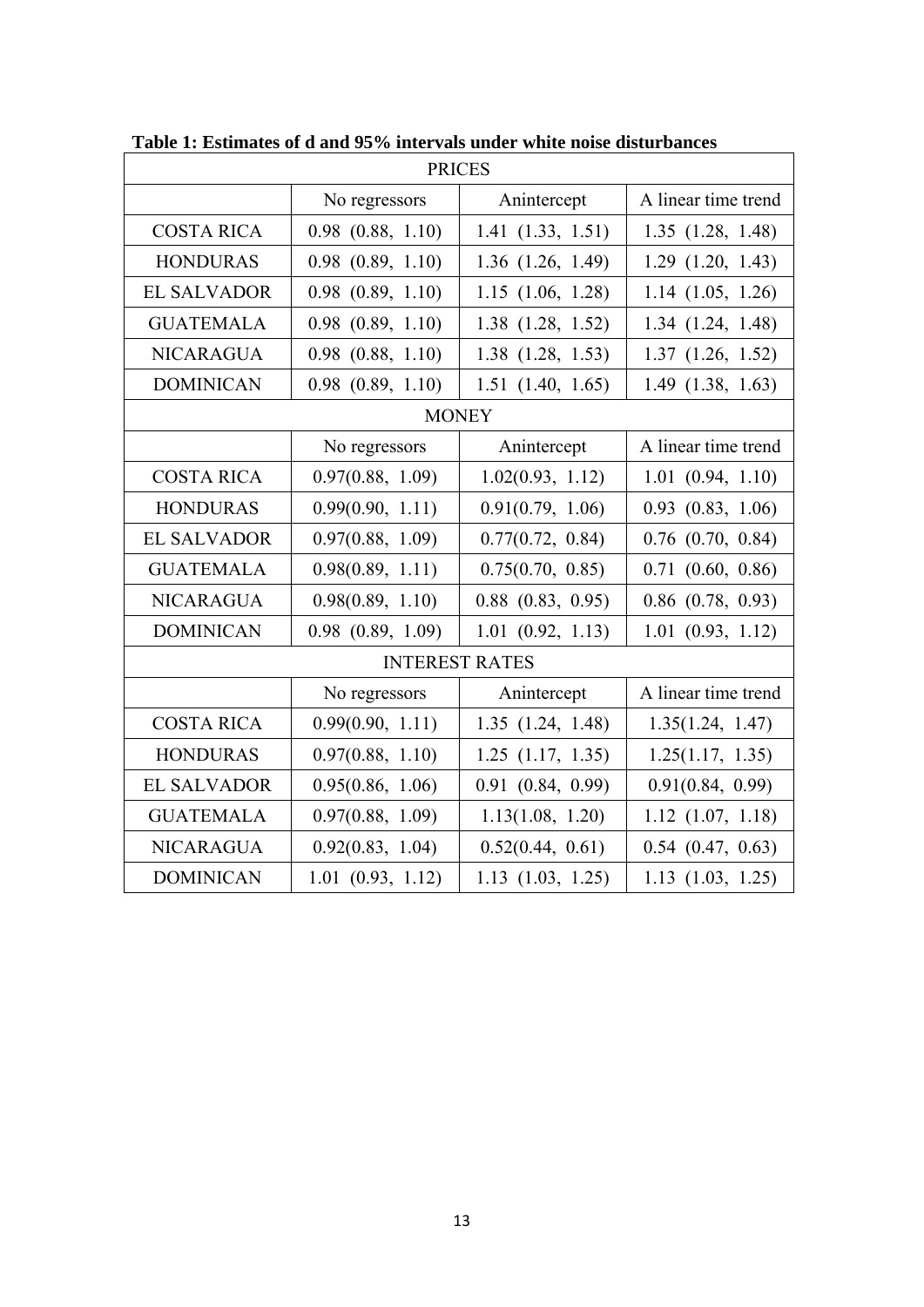**Table 1: Estimates of d and 95% intervals under white noise disturbances**

| PRICES | | | |
|---|---|---|---|
| | No regressors | Anintercept | A linear time trend |
| COSTA RICA | 0.98 (0.88, 1.10) | 1.41 (1.33, 1.51) | 1.35 (1.28, 1.48) |
| HONDURAS | 0.98 (0.89, 1.10) | 1.36 (1.26, 1.49) | 1.29 (1.20, 1.43) |
| EL SALVADOR | 0.98 (0.89, 1.10) | 1.15 (1.06, 1.28) | 1.14 (1.05, 1.26) |
| GUATEMALA | 0.98 (0.89, 1.10) | 1.38 (1.28, 1.52) | 1.34 (1.24, 1.48) |
| NICARAGUA | 0.98 (0.88, 1.10) | 1.38 (1.28, 1.53) | 1.37 (1.26, 1.52) |
| DOMINICAN | 0.98 (0.89, 1.10) | 1.51 (1.40, 1.65) | 1.49 (1.38, 1.63) |
| MONEY | | | |
| | No regressors | Anintercept | A linear time trend |
| COSTA RICA | 0.97(0.88, 1.09) | 1.02(0.93, 1.12) | 1.01 (0.94, 1.10) |
| HONDURAS | 0.99(0.90, 1.11) | 0.91(0.79, 1.06) | 0.93 (0.83, 1.06) |
| EL SALVADOR | 0.97(0.88, 1.09) | 0.77(0.72, 0.84) | 0.76 (0.70, 0.84) |
| GUATEMALA | 0.98(0.89, 1.11) | 0.75(0.70, 0.85) | 0.71 (0.60, 0.86) |
| NICARAGUA | 0.98(0.89, 1.10) | 0.88 (0.83, 0.95) | 0.86 (0.78, 0.93) |
| DOMINICAN | 0.98 (0.89, 1.09) | 1.01 (0.92, 1.13) | 1.01 (0.93, 1.12) |
| INTEREST RATES | | | |
| | No regressors | Anintercept | A linear time trend |
| COSTA RICA | 0.99(0.90, 1.11) | 1.35 (1.24, 1.48) | 1.35(1.24, 1.47) |
| HONDURAS | 0.97(0.88, 1.10) | 1.25 (1.17, 1.35) | 1.25(1.17, 1.35) |
| EL SALVADOR | 0.95(0.86, 1.06) | 0.91 (0.84, 0.99) | 0.91(0.84, 0.99) |
| GUATEMALA | 0.97(0.88, 1.09) | 1.13(1.08, 1.20) | 1.12 (1.07, 1.18) |
| NICARAGUA | 0.92(0.83, 1.04) | 0.52(0.44, 0.61) | 0.54 (0.47, 0.63) |
| DOMINICAN | 1.01 (0.93, 1.12) | 1.13 (1.03, 1.25) | 1.13 (1.03, 1.25) |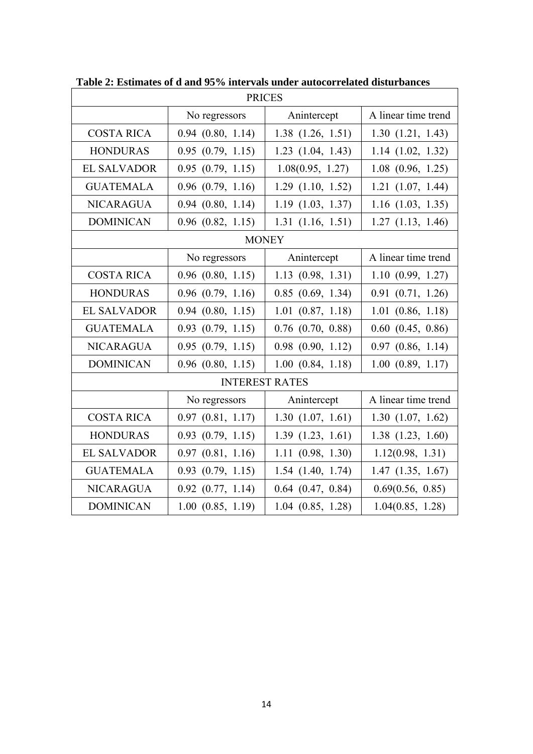**Table 2: Estimates of d and 95% intervals under autocorrelated disturbances**

| PRICES | | | |
|---|---|---|---|
| | No regressors | Anintercept | A linear time trend |
| COSTA RICA | 0.94 (0.80, 1.14) | 1.38 (1.26, 1.51) | 1.30 (1.21, 1.43) |
| HONDURAS | 0.95 (0.79, 1.15) | 1.23 (1.04, 1.43) | 1.14 (1.02, 1.32) |
| EL SALVADOR | 0.95 (0.79, 1.15) | 1.08(0.95, 1.27) | 1.08 (0.96, 1.25) |
| GUATEMALA | 0.96 (0.79, 1.16) | 1.29 (1.10, 1.52) | 1.21 (1.07, 1.44) |
| NICARAGUA | 0.94 (0.80, 1.14) | 1.19 (1.03, 1.37) | 1.16 (1.03, 1.35) |
| DOMINICAN | 0.96 (0.82, 1.15) | 1.31 (1.16, 1.51) | 1.27 (1.13, 1.46) |
| MONEY | | | |
| | No regressors | Anintercept | A linear time trend |
| COSTA RICA | 0.96 (0.80, 1.15) | 1.13 (0.98, 1.31) | 1.10 (0.99, 1.27) |
| HONDURAS | 0.96 (0.79, 1.16) | 0.85 (0.69, 1.34) | 0.91 (0.71, 1.26) |
| EL SALVADOR | 0.94 (0.80, 1.15) | 1.01 (0.87, 1.18) | 1.01 (0.86, 1.18) |
| GUATEMALA | 0.93 (0.79, 1.15) | 0.76 (0.70, 0.88) | 0.60 (0.45, 0.86) |
| NICARAGUA | 0.95 (0.79, 1.15) | 0.98 (0.90, 1.12) | 0.97 (0.86, 1.14) |
| DOMINICAN | 0.96 (0.80, 1.15) | 1.00 (0.84, 1.18) | 1.00 (0.89, 1.17) |
| INTEREST RATES | | | |
| | No regressors | Anintercept | A linear time trend |
| COSTA RICA | 0.97 (0.81, 1.17) | 1.30 (1.07, 1.61) | 1.30 (1.07, 1.62) |
| HONDURAS | 0.93 (0.79, 1.15) | 1.39 (1.23, 1.61) | 1.38 (1.23, 1.60) |
| EL SALVADOR | 0.97 (0.81, 1.16) | 1.11 (0.98, 1.30) | 1.12(0.98, 1.31) |
| GUATEMALA | 0.93 (0.79, 1.15) | 1.54 (1.40, 1.74) | 1.47 (1.35, 1.67) |
| NICARAGUA | 0.92 (0.77, 1.14) | 0.64 (0.47, 0.84) | 0.69(0.56, 0.85) |
| DOMINICAN | 1.00 (0.85, 1.19) | 1.04 (0.85, 1.28) | 1.04(0.85, 1.28) |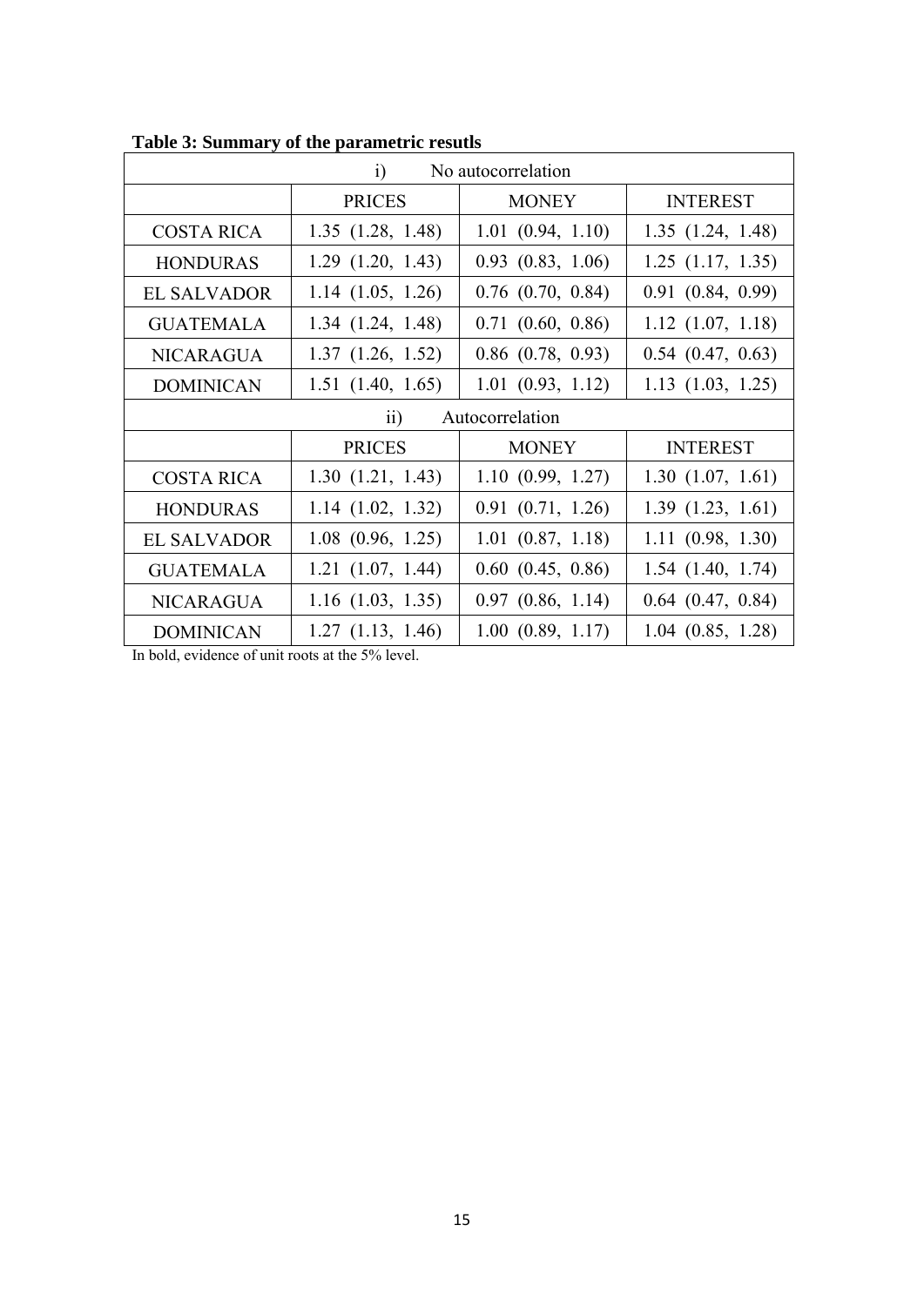**Table 3: Summary of the parametric resutls**

| i) No autocorrelation | | | |
|---|---|---|---|
| | PRICES | MONEY | INTEREST |
| COSTA RICA | 1.35 (1.28, 1.48) | 1.01 (0.94, 1.10) | 1.35 (1.24, 1.48) |
| HONDURAS | 1.29 (1.20, 1.43) | 0.93 (0.83, 1.06) | 1.25 (1.17, 1.35) |
| EL SALVADOR | 1.14 (1.05, 1.26) | 0.76 (0.70, 0.84) | 0.91 (0.84, 0.99) |
| GUATEMALA | 1.34 (1.24, 1.48) | 0.71 (0.60, 0.86) | 1.12 (1.07, 1.18) |
| NICARAGUA | 1.37 (1.26, 1.52) | 0.86 (0.78, 0.93) | 0.54 (0.47, 0.63) |
| DOMINICAN | 1.51 (1.40, 1.65) | 1.01 (0.93, 1.12) | 1.13 (1.03, 1.25) |
| **ii) Autocorrelation** | | | |
| | PRICES | MONEY | INTEREST |
| COSTA RICA | 1.30 (1.21, 1.43) | 1.10 (0.99, 1.27) | 1.30 (1.07, 1.61) |
| HONDURAS | 1.14 (1.02, 1.32) | 0.91 (0.71, 1.26) | 1.39 (1.23, 1.61) |
| EL SALVADOR | 1.08 (0.96, 1.25) | 1.01 (0.87, 1.18) | 1.11 (0.98, 1.30) |
| GUATEMALA | 1.21 (1.07, 1.44) | 0.60 (0.45, 0.86) | 1.54 (1.40, 1.74) |
| NICARAGUA | 1.16 (1.03, 1.35) | 0.97 (0.86, 1.14) | 0.64 (0.47, 0.84) |
| DOMINICAN | 1.27 (1.13, 1.46) | 1.00 (0.89, 1.17) | 1.04 (0.85, 1.28) |

In bold, evidence of unit roots at the 5% level.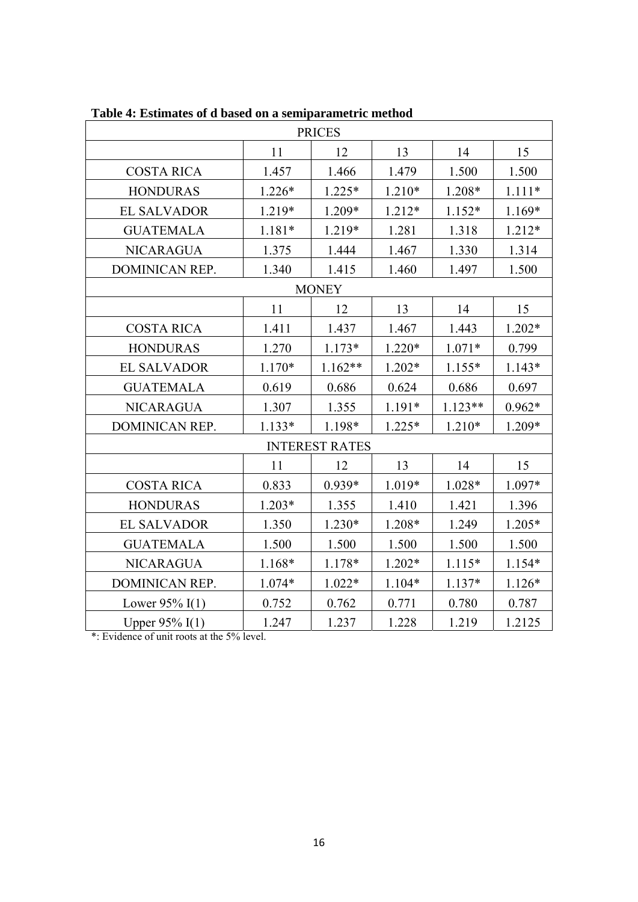**Table 4: Estimates of d based on a semiparametric method**

| PRICES | | | | | |
|---|---|---|---|---|---|
| | 11 | 12 | 13 | 14 | 15 |
| COSTA RICA | 1.457 | 1.466 | 1.479 | 1.500 | 1.500 |
| HONDURAS | 1.226* | 1.225* | 1.210* | 1.208* | 1.111* |
| EL SALVADOR | 1.219* | 1.209* | 1.212* | 1.152* | 1.169* |
| GUATEMALA | 1.181* | 1.219* | 1.281 | 1.318 | 1.212* |
| NICARAGUA | 1.375 | 1.444 | 1.467 | 1.330 | 1.314 |
| DOMINICAN REP. | 1.340 | 1.415 | 1.460 | 1.497 | 1.500 |
| MONEY | | | | | |
| | 11 | 12 | 13 | 14 | 15 |
| COSTA RICA | 1.411 | 1.437 | 1.467 | 1.443 | 1.202* |
| HONDURAS | 1.270 | 1.173* | 1.220* | 1.071* | 0.799 |
| EL SALVADOR | 1.170* | 1.162** | 1.202* | 1.155* | 1.143* |
| GUATEMALA | 0.619 | 0.686 | 0.624 | 0.686 | 0.697 |
| NICARAGUA | 1.307 | 1.355 | 1.191* | 1.123** | 0.962* |
| DOMINICAN REP. | 1.133* | 1.198* | 1.225* | 1.210* | 1.209* |
| INTEREST RATES | | | | | |
| | 11 | 12 | 13 | 14 | 15 |
| COSTA RICA | 0.833 | 0.939* | 1.019* | 1.028* | 1.097* |
| HONDURAS | 1.203* | 1.355 | 1.410 | 1.421 | 1.396 |
| EL SALVADOR | 1.350 | 1.230* | 1.208* | 1.249 | 1.205* |
| GUATEMALA | 1.500 | 1.500 | 1.500 | 1.500 | 1.500 |
| NICARAGUA | 1.168* | 1.178* | 1.202* | 1.115* | 1.154* |
| DOMINICAN REP. | 1.074* | 1.022* | 1.104* | 1.137* | 1.126* |
| Lower 95% I(1) | 0.752 | 0.762 | 0.771 | 0.780 | 0.787 |
| Upper 95% I(1) | 1.247 | 1.237 | 1.228 | 1.219 | 1.2125 |

*: Evidence of unit roots at the 5% level.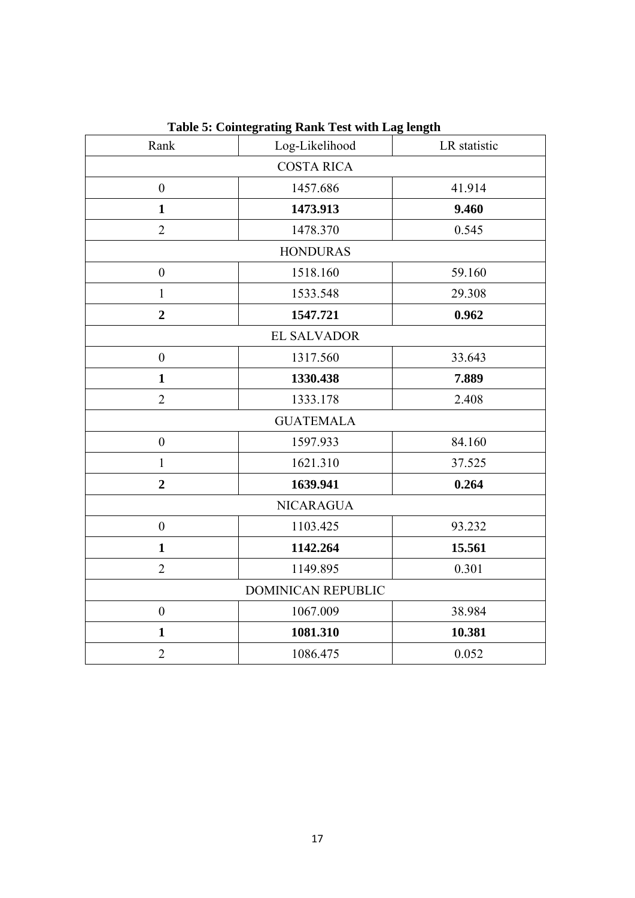**Table 5: Cointegrating Rank Test with Lag length**

| Rank | Log-Likelihood | LR statistic |
|---|---|---|
| COSTA RICA | | |
| 0 | 1457.686 | 41.914 |
| **1** | **1473.913** | **9.460** |
| 2 | 1478.370 | 0.545 |
| HONDURAS | | |
| 0 | 1518.160 | 59.160 |
| 1 | 1533.548 | 29.308 |
| **2** | **1547.721** | **0.962** |
| EL SALVADOR | | |
| 0 | 1317.560 | 33.643 |
| **1** | **1330.438** | **7.889** |
| 2 | 1333.178 | 2.408 |
| GUATEMALA | | |
| 0 | 1597.933 | 84.160 |
| 1 | 1621.310 | 37.525 |
| **2** | **1639.941** | **0.264** |
| NICARAGUA | | |
| 0 | 1103.425 | 93.232 |
| **1** | **1142.264** | **15.561** |
| 2 | 1149.895 | 0.301 |
| DOMINICAN REPUBLIC | | |
| 0 | 1067.009 | 38.984 |
| **1** | **1081.310** | **10.381** |
| 2 | 1086.475 | 0.052 |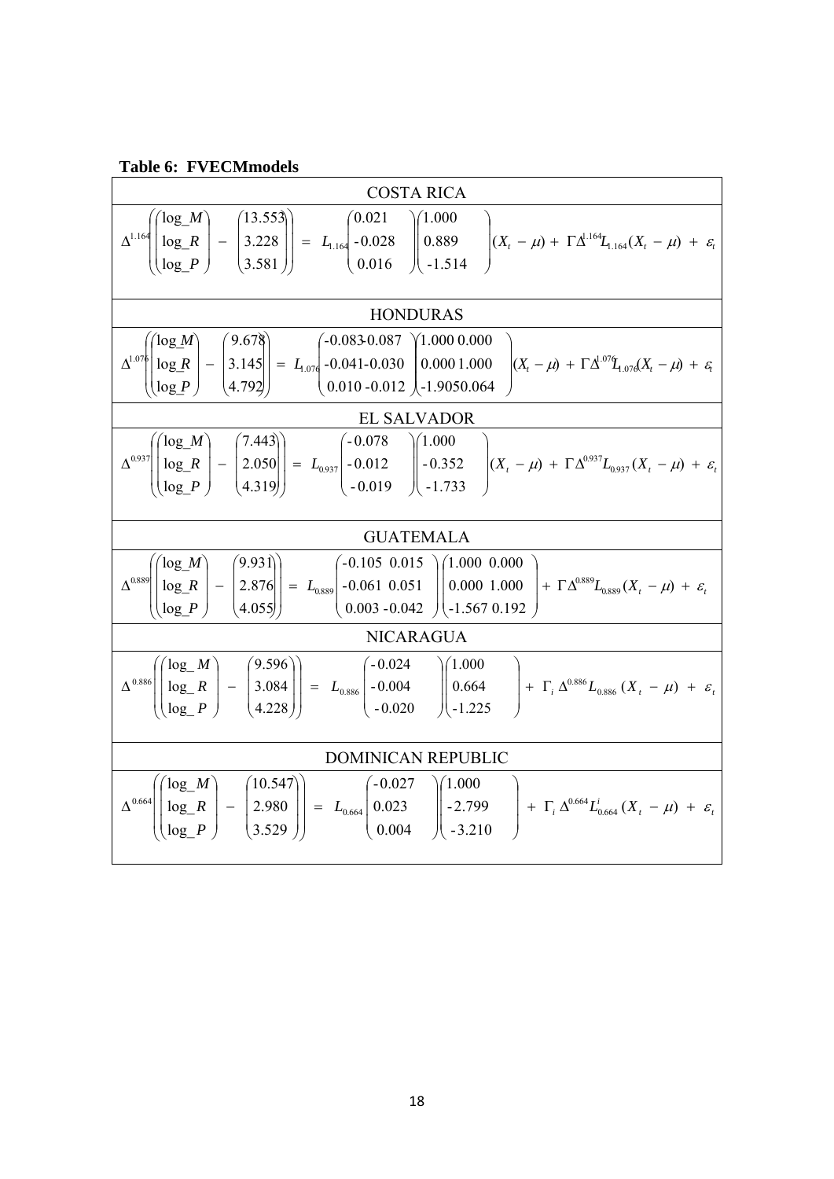**Table 6: FVECMmodels**

**COSTA RICA**

$$\Delta^{1.164}\left(\begin{pmatrix}\log\_M \\ \log\_R \\ \log\_P\end{pmatrix} - \begin{pmatrix}13.553 \\ 3.228 \\ 3.581\end{pmatrix}\right) = L_{1.164}\begin{pmatrix}0.021 \\ -0.028 \\ 0.016\end{pmatrix}\begin{pmatrix}1.000 \\ 0.889 \\ -1.514\end{pmatrix}(X_t - \mu) + \Gamma\Delta^{1.164}L_{1.164}(X_t - \mu) + \varepsilon_t$$

**HONDURAS**

$$\Delta^{1.076}\left(\begin{pmatrix}\log\_M \\ \log\_R \\ \log\_P\end{pmatrix} - \begin{pmatrix}9.678 \\ 3.145 \\ 4.792\end{pmatrix}\right) = L_{1.076}\begin{pmatrix}-0.083 & -0.087 \\ -0.041 & -0.030 \\ 0.010 & -0.012\end{pmatrix}\begin{pmatrix}1.000 & 0.000 \\ 0.000 & 1.000 \\ -1.905 & 0.064\end{pmatrix}(X_t - \mu) + \Gamma\Delta^{1.076}L_{1.076}(X_t - \mu) + \varepsilon_t$$

**EL SALVADOR**

$$\Delta^{0.937}\left(\begin{pmatrix}\log\_M \\ \log\_R \\ \log\_P\end{pmatrix} - \begin{pmatrix}7.443 \\ 2.050 \\ 4.319\end{pmatrix}\right) = L_{0.937}\begin{pmatrix}-0.078 \\ -0.012 \\ -0.019\end{pmatrix}\begin{pmatrix}1.000 \\ -0.352 \\ -1.733\end{pmatrix}(X_t - \mu) + \Gamma\Delta^{0.937}L_{0.937}(X_t - \mu) + \varepsilon_t$$

**GUATEMALA**

$$\Delta^{0.889}\left(\begin{pmatrix}\log\_M \\ \log\_R \\ \log\_P\end{pmatrix} - \begin{pmatrix}9.931 \\ 2.876 \\ 4.055\end{pmatrix}\right) = L_{0.889}\begin{pmatrix}-0.105 & 0.015 \\ -0.061 & 0.051 \\ 0.003 & -0.042\end{pmatrix}\begin{pmatrix}1.000 & 0.000 \\ 0.000 & 1.000 \\ -1.567 & 0.192\end{pmatrix} + \Gamma\Delta^{0.889}L_{0.889}(X_t - \mu) + \varepsilon_t$$

**NICARAGUA**

$$\Delta^{0.886}\left(\begin{pmatrix}\log\_M \\ \log\_R \\ \log\_P\end{pmatrix} - \begin{pmatrix}9.596 \\ 3.084 \\ 4.228\end{pmatrix}\right) = L_{0.886}\begin{pmatrix}-0.024 \\ -0.004 \\ -0.020\end{pmatrix}\begin{pmatrix}1.000 \\ 0.664 \\ -1.225\end{pmatrix} + \Gamma_i\Delta^{0.886}L_{0.886}(X_t - \mu) + \varepsilon_t$$

**DOMINICAN REPUBLIC**

$$\Delta^{0.664}\left(\begin{pmatrix}\log\_M \\ \log\_R \\ \log\_P\end{pmatrix} - \begin{pmatrix}10.547 \\ 2.980 \\ 3.529\end{pmatrix}\right) = L_{0.664}\begin{pmatrix}-0.027 \\ 0.023 \\ 0.004\end{pmatrix}\begin{pmatrix}1.000 \\ -2.799 \\ -3.210\end{pmatrix} + \Gamma_i\Delta^{0.664}L^i_{0.664}(X_t - \mu) + \varepsilon_t$$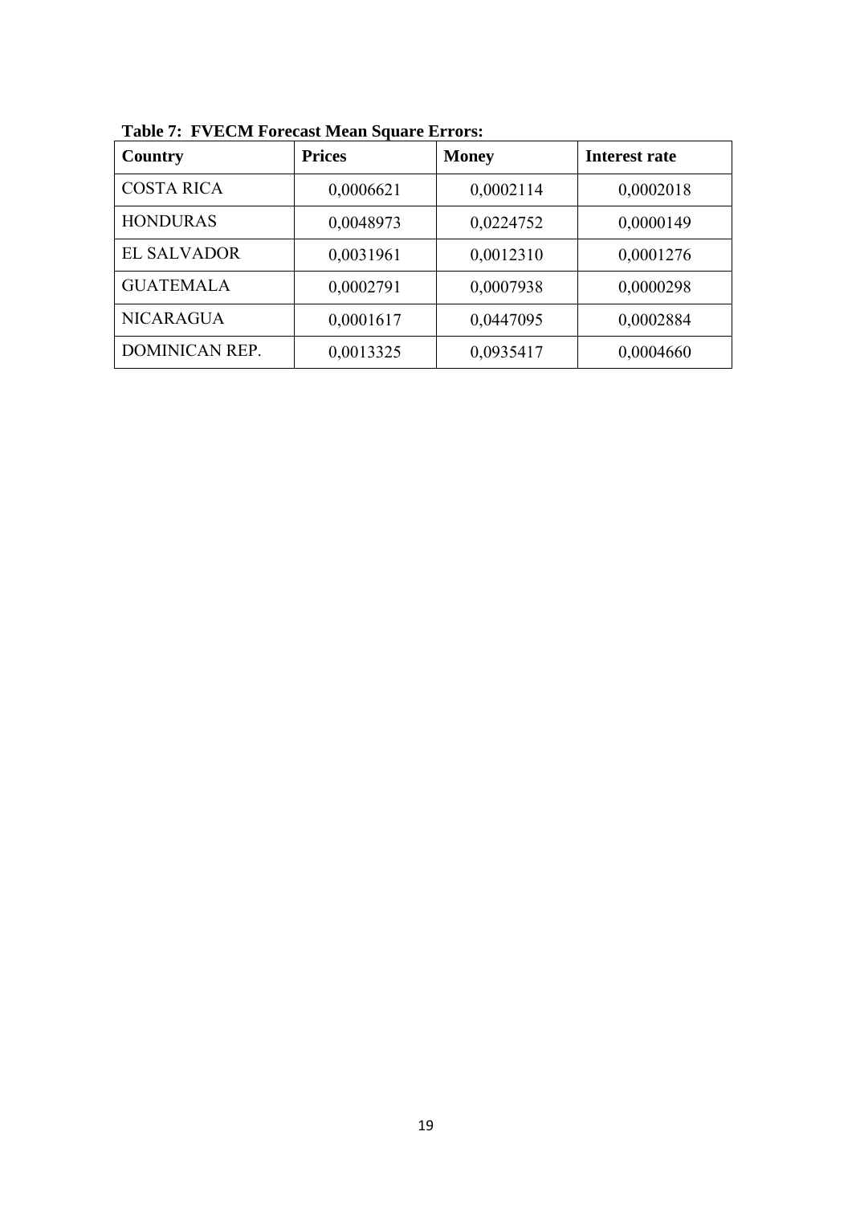**Table 7: FVECM Forecast Mean Square Errors:**

| Country | Prices | Money | Interest rate |
|---|---|---|---|
| COSTA RICA | 0,0006621 | 0,0002114 | 0,0002018 |
| HONDURAS | 0,0048973 | 0,0224752 | 0,0000149 |
| EL SALVADOR | 0,0031961 | 0,0012310 | 0,0001276 |
| GUATEMALA | 0,0002791 | 0,0007938 | 0,0000298 |
| NICARAGUA | 0,0001617 | 0,0447095 | 0,0002884 |
| DOMINICAN REP. | 0,0013325 | 0,0935417 | 0,0004660 |